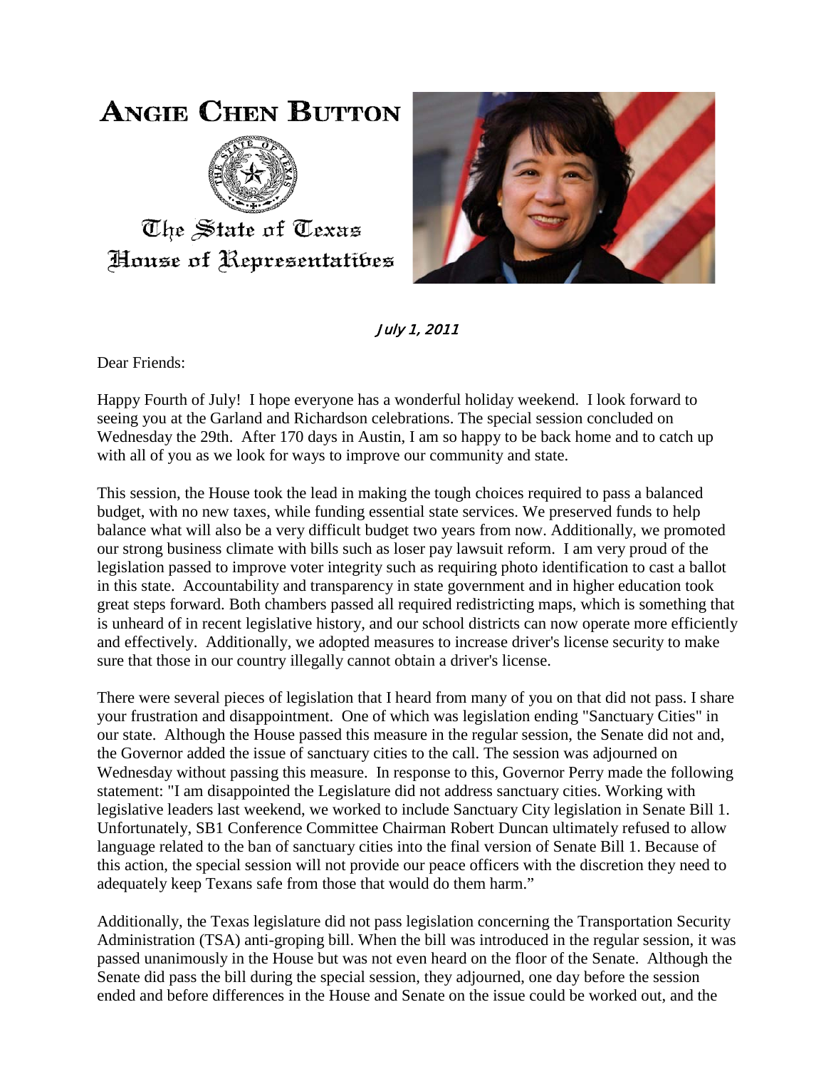# Angie Chen Button

The State of Texas
House of Representatives

*July 1, 2011*

Dear Friends:

Happy Fourth of July! I hope everyone has a wonderful holiday weekend. I look forward to seeing you at the Garland and Richardson celebrations. The special session concluded on Wednesday the 29th. After 170 days in Austin, I am so happy to be back home and to catch up with all of you as we look for ways to improve our community and state.

This session, the House took the lead in making the tough choices required to pass a balanced budget, with no new taxes, while funding essential state services. We preserved funds to help balance what will also be a very difficult budget two years from now. Additionally, we promoted our strong business climate with bills such as loser pay lawsuit reform. I am very proud of the legislation passed to improve voter integrity such as requiring photo identification to cast a ballot in this state. Accountability and transparency in state government and in higher education took great steps forward. Both chambers passed all required redistricting maps, which is something that is unheard of in recent legislative history, and our school districts can now operate more efficiently and effectively. Additionally, we adopted measures to increase driver's license security to make sure that those in our country illegally cannot obtain a driver's license.

There were several pieces of legislation that I heard from many of you on that did not pass. I share your frustration and disappointment. One of which was legislation ending "Sanctuary Cities" in our state. Although the House passed this measure in the regular session, the Senate did not and, the Governor added the issue of sanctuary cities to the call. The session was adjourned on Wednesday without passing this measure. In response to this, Governor Perry made the following statement: "I am disappointed the Legislature did not address sanctuary cities. Working with legislative leaders last weekend, we worked to include Sanctuary City legislation in Senate Bill 1. Unfortunately, SB1 Conference Committee Chairman Robert Duncan ultimately refused to allow language related to the ban of sanctuary cities into the final version of Senate Bill 1. Because of this action, the special session will not provide our peace officers with the discretion they need to adequately keep Texans safe from those that would do them harm."

Additionally, the Texas legislature did not pass legislation concerning the Transportation Security Administration (TSA) anti-groping bill. When the bill was introduced in the regular session, it was passed unanimously in the House but was not even heard on the floor of the Senate. Although the Senate did pass the bill during the special session, they adjourned, one day before the session ended and before differences in the House and Senate on the issue could be worked out, and the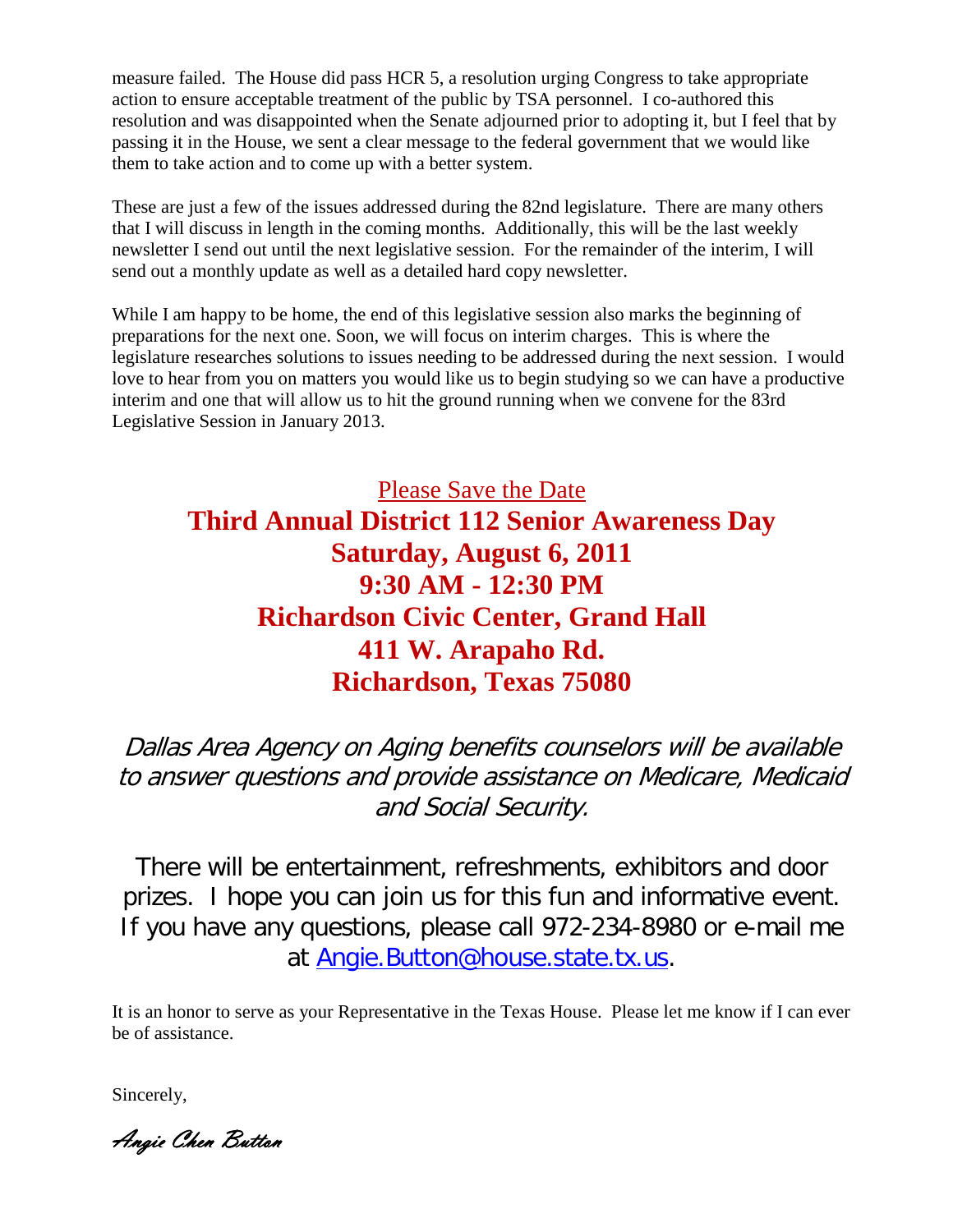measure failed. The House did pass HCR 5, a resolution urging Congress to take appropriate action to ensure acceptable treatment of the public by TSA personnel. I co-authored this resolution and was disappointed when the Senate adjourned prior to adopting it, but I feel that by passing it in the House, we sent a clear message to the federal government that we would like them to take action and to come up with a better system.

These are just a few of the issues addressed during the 82nd legislature. There are many others that I will discuss in length in the coming months. Additionally, this will be the last weekly newsletter I send out until the next legislative session. For the remainder of the interim, I will send out a monthly update as well as a detailed hard copy newsletter.

While I am happy to be home, the end of this legislative session also marks the beginning of preparations for the next one. Soon, we will focus on interim charges. This is where the legislature researches solutions to issues needing to be addressed during the next session. I would love to hear from you on matters you would like us to begin studying so we can have a productive interim and one that will allow us to hit the ground running when we convene for the 83rd Legislative Session in January 2013.

Please Save the Date

**Third Annual District 112 Senior Awareness Day**
**Saturday, August 6, 2011**
**9:30 AM - 12:30 PM**
**Richardson Civic Center, Grand Hall**
**411 W. Arapaho Rd.**
**Richardson, Texas 75080**

*Dallas Area Agency on Aging benefits counselors will be available to answer questions and provide assistance on Medicare, Medicaid and Social Security.*

There will be entertainment, refreshments, exhibitors and door prizes. I hope you can join us for this fun and informative event. If you have any questions, please call 972-234-8980 or e-mail me at Angie.Button@house.state.tx.us.

It is an honor to serve as your Representative in the Texas House. Please let me know if I can ever be of assistance.

Sincerely,

*Angie Chen Button*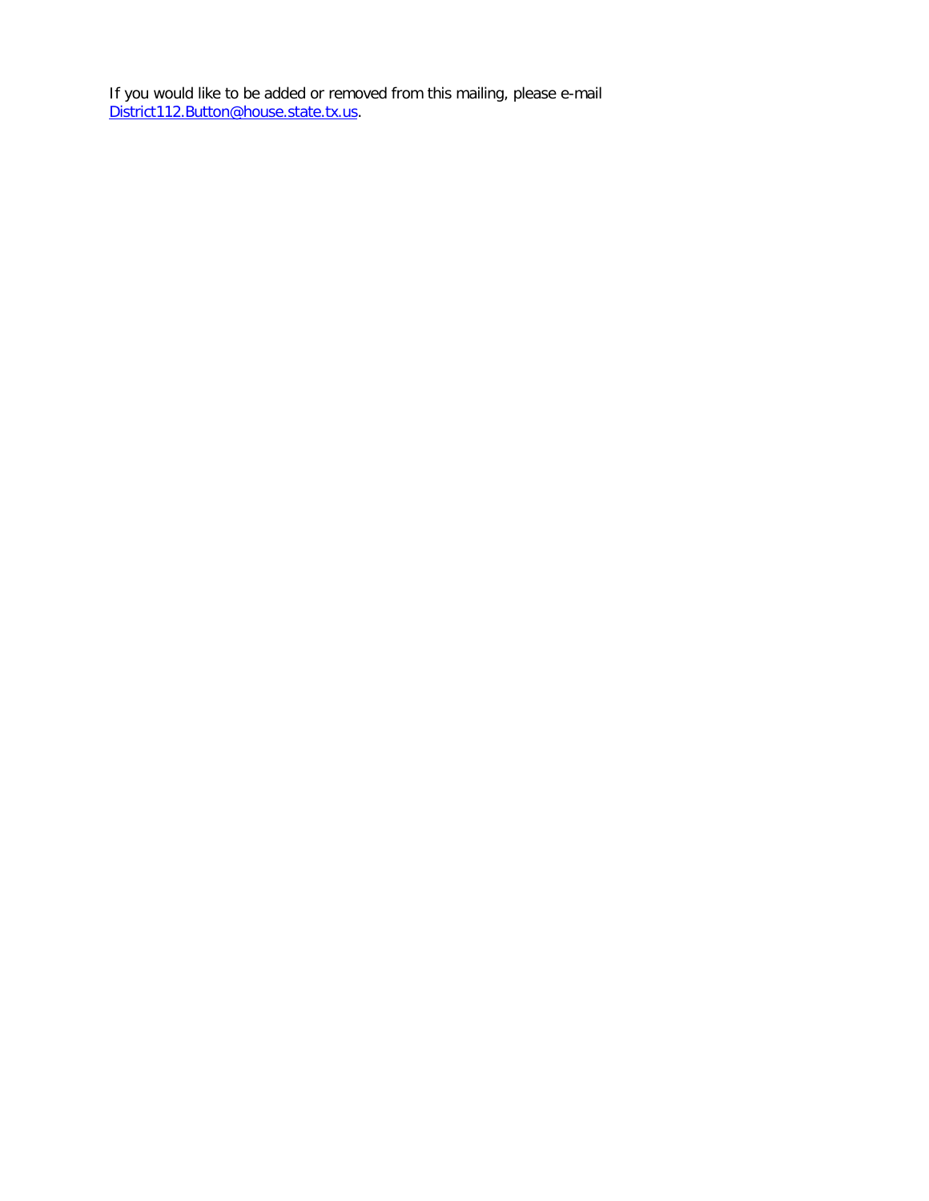If you would like to be added or removed from this mailing, please e-mail [District112.Button@house.state.tx.us](mailto:District112.Button@house.state.tx.us).